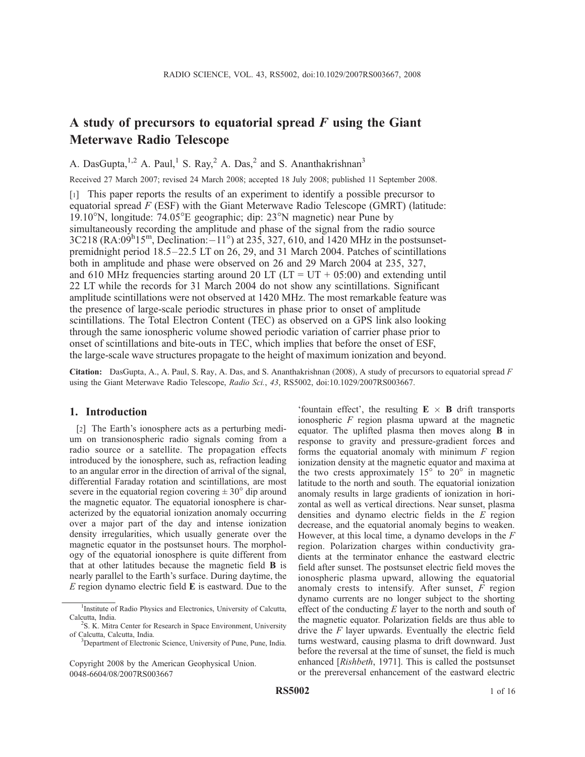# A study of precursors to equatorial spread *F* using the Giant Meterwave Radio Telescope

A. DasGupta,[1,2] A. Paul,[1] S. Ray,[2] A. Das,[2] and S. Ananthakrishnan[3]

Received 27 March 2007; revised 24 March 2008; accepted 18 July 2008; published 11 September 2008.

[1] This paper reports the results of an experiment to identify a possible precursor to equatorial spread *F* (ESF) with the Giant Meterwave Radio Telescope (GMRT) (latitude: 19.10°N, longitude: 74.05°E geographic; dip: 23°N magnetic) near Pune by simultaneously recording the amplitude and phase of the signal from the radio source 3C218 (RA:$09^h15^m$, Declination:−11°) at 235, 327, 610, and 1420 MHz in the postsunset-premidnight period 18.5–22.5 LT on 26, 29, and 31 March 2004. Patches of scintillations both in amplitude and phase were observed on 26 and 29 March 2004 at 235, 327, and 610 MHz frequencies starting around 20 LT (LT = UT + 05:00) and extending until 22 LT while the records for 31 March 2004 do not show any scintillations. Significant amplitude scintillations were not observed at 1420 MHz. The most remarkable feature was the presence of large-scale periodic structures in phase prior to onset of amplitude scintillations. The Total Electron Content (TEC) as observed on a GPS link also looking through the same ionospheric volume showed periodic variation of carrier phase prior to onset of scintillations and bite-outs in TEC, which implies that before the onset of ESF, the large-scale wave structures propagate to the height of maximum ionization and beyond.

**Citation:** DasGupta, A., A. Paul, S. Ray, A. Das, and S. Ananthakrishnan (2008), A study of precursors to equatorial spread *F* using the Giant Meterwave Radio Telescope, *Radio Sci.*, *43*, RS5002, doi:10.1029/2007RS003667.

## 1. Introduction

[2] The Earth's ionosphere acts as a perturbing medium on transionospheric radio signals coming from a radio source or a satellite. The propagation effects introduced by the ionosphere, such as, refraction leading to an angular error in the direction of arrival of the signal, differential Faraday rotation and scintillations, are most severe in the equatorial region covering ± 30° dip around the magnetic equator. The equatorial ionosphere is characterized by the equatorial ionization anomaly occurring over a major part of the day and intense ionization density irregularities, which usually generate over the magnetic equator in the postsunset hours. The morphology of the equatorial ionosphere is quite different from that at other latitudes because the magnetic field **B** is nearly parallel to the Earth's surface. During daytime, the *E* region dynamo electric field **E** is eastward. Due to the 'fountain effect', the resulting **E** × **B** drift transports ionospheric *F* region plasma upward at the magnetic equator. The uplifted plasma then moves along **B** in response to gravity and pressure-gradient forces and forms the equatorial anomaly with minimum *F* region ionization density at the magnetic equator and maxima at the two crests approximately 15° to 20° in magnetic latitude to the north and south. The equatorial ionization anomaly results in large gradients of ionization in horizontal as well as vertical directions. Near sunset, plasma densities and dynamo electric fields in the *E* region decrease, and the equatorial anomaly begins to weaken. However, at this local time, a dynamo develops in the *F* region. Polarization charges within conductivity gradients at the terminator enhance the eastward electric field after sunset. The postsunset electric field moves the ionospheric plasma upward, allowing the equatorial anomaly crests to intensify. After sunset, *F* region dynamo currents are no longer subject to the shorting effect of the conducting *E* layer to the north and south of the magnetic equator. Polarization fields are thus able to drive the *F* layer upwards. Eventually the electric field turns westward, causing plasma to drift downward. Just before the reversal at the time of sunset, the field is much enhanced [*Rishbeth*, 1971]. This is called the postsunset or the prereversal enhancement of the eastward electric

[1] Institute of Radio Physics and Electronics, University of Calcutta, Calcutta, India.

[2] S. K. Mitra Center for Research in Space Environment, University of Calcutta, Calcutta, India.

[3] Department of Electronic Science, University of Pune, Pune, India.

Copyright 2008 by the American Geophysical Union.
0048-6604/08/2007RS003667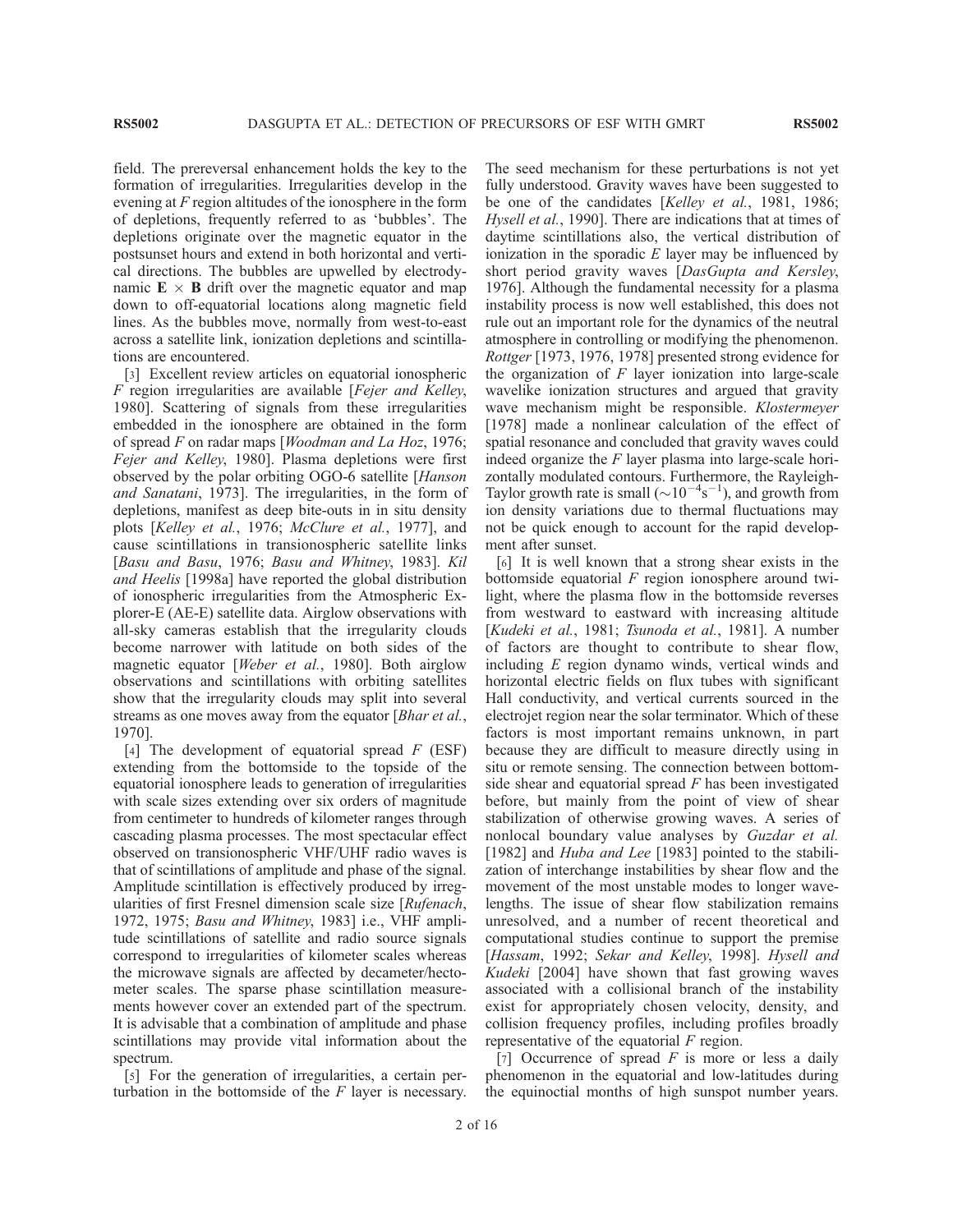field. The prereversal enhancement holds the key to the formation of irregularities. Irregularities develop in the evening at *F* region altitudes of the ionosphere in the form of depletions, frequently referred to as 'bubbles'. The depletions originate over the magnetic equator in the postsunset hours and extend in both horizontal and vertical directions. The bubbles are upwelled by electrodynamic $\mathbf{E} \times \mathbf{B}$ drift over the magnetic equator and map down to off-equatorial locations along magnetic field lines. As the bubbles move, normally from west-to-east across a satellite link, ionization depletions and scintillations are encountered.

[3] Excellent review articles on equatorial ionospheric *F* region irregularities are available [*Fejer and Kelley*, 1980]. Scattering of signals from these irregularities embedded in the ionosphere are obtained in the form of spread *F* on radar maps [*Woodman and La Hoz*, 1976; *Fejer and Kelley*, 1980]. Plasma depletions were first observed by the polar orbiting OGO-6 satellite [*Hanson and Sanatani*, 1973]. The irregularities, in the form of depletions, manifest as deep bite-outs in in situ density plots [*Kelley et al.*, 1976; *McClure et al.*, 1977], and cause scintillations in transionospheric satellite links [*Basu and Basu*, 1976; *Basu and Whitney*, 1983]. *Kil and Heelis* [1998a] have reported the global distribution of ionospheric irregularities from the Atmospheric Explorer-E (AE-E) satellite data. Airglow observations with all-sky cameras establish that the irregularity clouds become narrower with latitude on both sides of the magnetic equator [*Weber et al.*, 1980]. Both airglow observations and scintillations with orbiting satellites show that the irregularity clouds may split into several streams as one moves away from the equator [*Bhar et al.*, 1970].

[4] The development of equatorial spread *F* (ESF) extending from the bottomside to the topside of the equatorial ionosphere leads to generation of irregularities with scale sizes extending over six orders of magnitude from centimeter to hundreds of kilometer ranges through cascading plasma processes. The most spectacular effect observed on transionospheric VHF/UHF radio waves is that of scintillations of amplitude and phase of the signal. Amplitude scintillation is effectively produced by irregularities of first Fresnel dimension scale size [*Rufenach*, 1972, 1975; *Basu and Whitney*, 1983] i.e., VHF amplitude scintillations of satellite and radio source signals correspond to irregularities of kilometer scales whereas the microwave signals are affected by decameter/hectometer scales. The sparse phase scintillation measurements however cover an extended part of the spectrum. It is advisable that a combination of amplitude and phase scintillations may provide vital information about the spectrum.

[5] For the generation of irregularities, a certain perturbation in the bottomside of the *F* layer is necessary. The seed mechanism for these perturbations is not yet fully understood. Gravity waves have been suggested to be one of the candidates [*Kelley et al.*, 1981, 1986; *Hysell et al.*, 1990]. There are indications that at times of daytime scintillations also, the vertical distribution of ionization in the sporadic *E* layer may be influenced by short period gravity waves [*DasGupta and Kersley*, 1976]. Although the fundamental necessity for a plasma instability process is now well established, this does not rule out an important role for the dynamics of the neutral atmosphere in controlling or modifying the phenomenon. *Rottger* [1973, 1976, 1978] presented strong evidence for the organization of *F* layer ionization into large-scale wavelike ionization structures and argued that gravity wave mechanism might be responsible. *Klostermeyer* [1978] made a nonlinear calculation of the effect of spatial resonance and concluded that gravity waves could indeed organize the *F* layer plasma into large-scale horizontally modulated contours. Furthermore, the Rayleigh-Taylor growth rate is small ($\sim 10^{-4} s^{-1}$), and growth from ion density variations due to thermal fluctuations may not be quick enough to account for the rapid development after sunset.

[6] It is well known that a strong shear exists in the bottomside equatorial *F* region ionosphere around twilight, where the plasma flow in the bottomside reverses from westward to eastward with increasing altitude [*Kudeki et al.*, 1981; *Tsunoda et al.*, 1981]. A number of factors are thought to contribute to shear flow, including *E* region dynamo winds, vertical winds and horizontal electric fields on flux tubes with significant Hall conductivity, and vertical currents sourced in the electrojet region near the solar terminator. Which of these factors is most important remains unknown, in part because they are difficult to measure directly using in situ or remote sensing. The connection between bottomside shear and equatorial spread *F* has been investigated before, but mainly from the point of view of shear stabilization of otherwise growing waves. A series of nonlocal boundary value analyses by *Guzdar et al.* [1982] and *Huba and Lee* [1983] pointed to the stabilization of interchange instabilities by shear flow and the movement of the most unstable modes to longer wavelengths. The issue of shear flow stabilization remains unresolved, and a number of recent theoretical and computational studies continue to support the premise [*Hassam*, 1992; *Sekar and Kelley*, 1998]. *Hysell and Kudeki* [2004] have shown that fast growing waves associated with a collisional branch of the instability exist for appropriately chosen velocity, density, and collision frequency profiles, including profiles broadly representative of the equatorial *F* region.

[7] Occurrence of spread *F* is more or less a daily phenomenon in the equatorial and low-latitudes during the equinoctial months of high sunspot number years.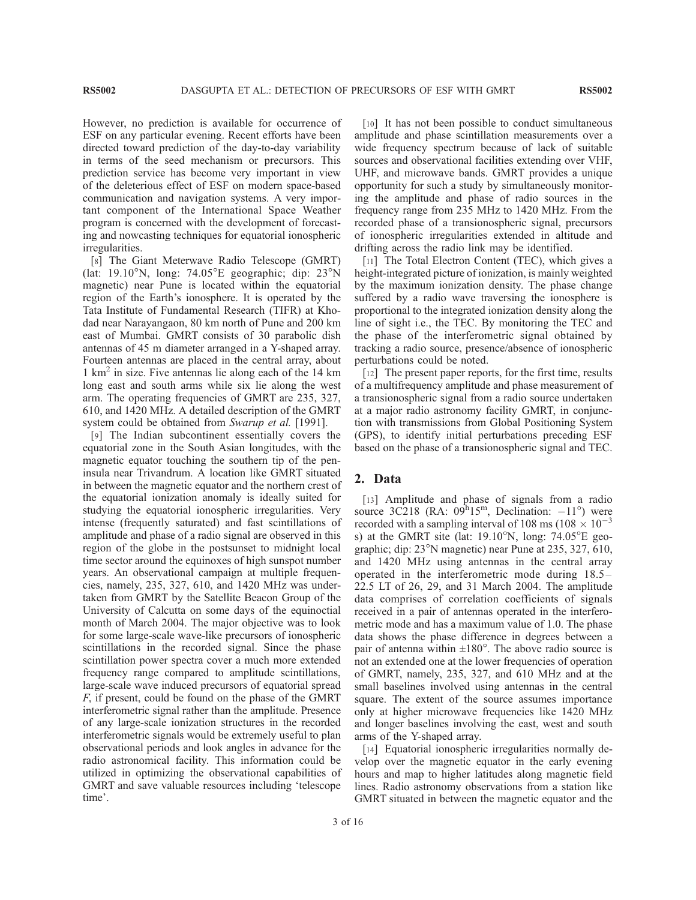However, no prediction is available for occurrence of ESF on any particular evening. Recent efforts have been directed toward prediction of the day-to-day variability in terms of the seed mechanism or precursors. This prediction service has become very important in view of the deleterious effect of ESF on modern space-based communication and navigation systems. A very important component of the International Space Weather program is concerned with the development of forecasting and nowcasting techniques for equatorial ionospheric irregularities.

[8] The Giant Meterwave Radio Telescope (GMRT) (lat: 19.10°N, long: 74.05°E geographic; dip: 23°N magnetic) near Pune is located within the equatorial region of the Earth's ionosphere. It is operated by the Tata Institute of Fundamental Research (TIFR) at Khodad near Narayangaon, 80 km north of Pune and 200 km east of Mumbai. GMRT consists of 30 parabolic dish antennas of 45 m diameter arranged in a Y-shaped array. Fourteen antennas are placed in the central array, about 1 km$^2$ in size. Five antennas lie along each of the 14 km long east and south arms while six lie along the west arm. The operating frequencies of GMRT are 235, 327, 610, and 1420 MHz. A detailed description of the GMRT system could be obtained from *Swarup et al.* [1991].

[9] The Indian subcontinent essentially covers the equatorial zone in the South Asian longitudes, with the magnetic equator touching the southern tip of the peninsula near Trivandrum. A location like GMRT situated in between the magnetic equator and the northern crest of the equatorial ionization anomaly is ideally suited for studying the equatorial ionospheric irregularities. Very intense (frequently saturated) and fast scintillations of amplitude and phase of a radio signal are observed in this region of the globe in the postsunset to midnight local time sector around the equinoxes of high sunspot number years. An observational campaign at multiple frequencies, namely, 235, 327, 610, and 1420 MHz was undertaken from GMRT by the Satellite Beacon Group of the University of Calcutta on some days of the equinoctial month of March 2004. The major objective was to look for some large-scale wave-like precursors of ionospheric scintillations in the recorded signal. Since the phase scintillation power spectra cover a much more extended frequency range compared to amplitude scintillations, large-scale wave induced precursors of equatorial spread *F*, if present, could be found on the phase of the GMRT interferometric signal rather than the amplitude. Presence of any large-scale ionization structures in the recorded interferometric signals would be extremely useful to plan observational periods and look angles in advance for the radio astronomical facility. This information could be utilized in optimizing the observational capabilities of GMRT and save valuable resources including 'telescope time'.

[10] It has not been possible to conduct simultaneous amplitude and phase scintillation measurements over a wide frequency spectrum because of lack of suitable sources and observational facilities extending over VHF, UHF, and microwave bands. GMRT provides a unique opportunity for such a study by simultaneously monitoring the amplitude and phase of radio sources in the frequency range from 235 MHz to 1420 MHz. From the recorded phase of a transionospheric signal, precursors of ionospheric irregularities extended in altitude and drifting across the radio link may be identified.

[11] The Total Electron Content (TEC), which gives a height-integrated picture of ionization, is mainly weighted by the maximum ionization density. The phase change suffered by a radio wave traversing the ionosphere is proportional to the integrated ionization density along the line of sight i.e., the TEC. By monitoring the TEC and the phase of the interferometric signal obtained by tracking a radio source, presence/absence of ionospheric perturbations could be noted.

[12] The present paper reports, for the first time, results of a multifrequency amplitude and phase measurement of a transionospheric signal from a radio source undertaken at a major radio astronomy facility GMRT, in conjunction with transmissions from Global Positioning System (GPS), to identify initial perturbations preceding ESF based on the phase of a transionospheric signal and TEC.

## 2. Data

[13] Amplitude and phase of signals from a radio source 3C218 (RA: 09$^h$15$^m$, Declination: −11°) were recorded with a sampling interval of 108 ms ($108 \times 10^{-3}$ s) at the GMRT site (lat: 19.10°N, long: 74.05°E geographic; dip: 23°N magnetic) near Pune at 235, 327, 610, and 1420 MHz using antennas in the central array operated in the interferometric mode during 18.5–22.5 LT of 26, 29, and 31 March 2004. The amplitude data comprises of correlation coefficients of signals received in a pair of antennas operated in the interferometric mode and has a maximum value of 1.0. The phase data shows the phase difference in degrees between a pair of antenna within ±180°. The above radio source is not an extended one at the lower frequencies of operation of GMRT, namely, 235, 327, and 610 MHz and at the small baselines involved using antennas in the central square. The extent of the source assumes importance only at higher microwave frequencies like 1420 MHz and longer baselines involving the east, west and south arms of the Y-shaped array.

[14] Equatorial ionospheric irregularities normally develop over the magnetic equator in the early evening hours and map to higher latitudes along magnetic field lines. Radio astronomy observations from a station like GMRT situated in between the magnetic equator and the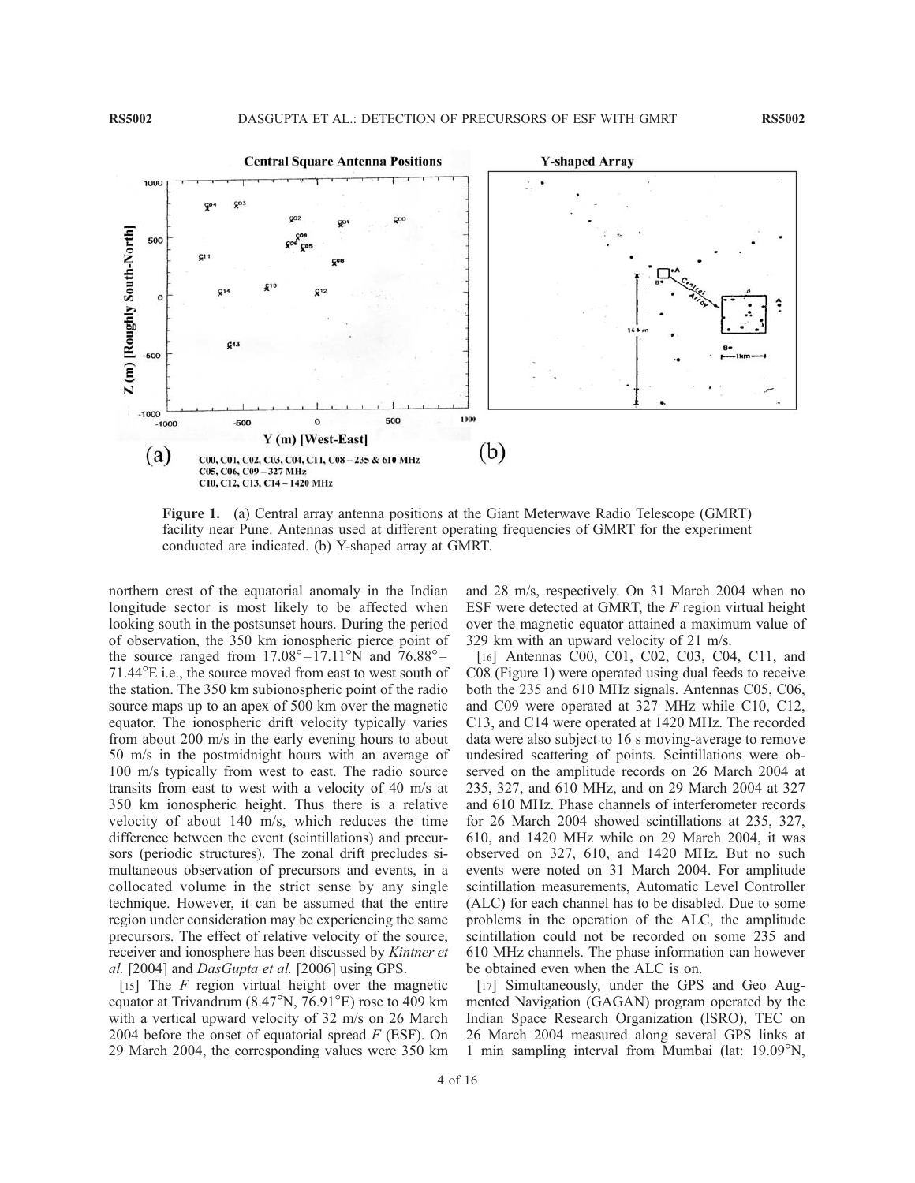Central Square Antenna Positions

Y-shaped Array

Z (m) [Roughly South-North]

Y (m) [West-East]

(a)

C00, C01, C02, C03, C04, C11, C08 – 235 & 610 MHz
C05, C06, C09 – 327 MHz
C10, C12, C13, C14 – 1420 MHz

(b)

**Figure 1.** (a) Central array antenna positions at the Giant Meterwave Radio Telescope (GMRT) facility near Pune. Antennas used at different operating frequencies of GMRT for the experiment conducted are indicated. (b) Y-shaped array at GMRT.

northern crest of the equatorial anomaly in the Indian longitude sector is most likely to be affected when looking south in the postsunset hours. During the period of observation, the 350 km ionospheric pierce point of the source ranged from 17.08°–17.11°N and 76.88°–71.44°E i.e., the source moved from east to west south of the station. The 350 km subionospheric point of the radio source maps up to an apex of 500 km over the magnetic equator. The ionospheric drift velocity typically varies from about 200 m/s in the early evening hours to about 50 m/s in the postmidnight hours with an average of 100 m/s typically from west to east. The radio source transits from east to west with a velocity of 40 m/s at 350 km ionospheric height. Thus there is a relative velocity of about 140 m/s, which reduces the time difference between the event (scintillations) and precursors (periodic structures). The zonal drift precludes simultaneous observation of precursors and events, in a collocated volume in the strict sense by any single technique. However, it can be assumed that the entire region under consideration may be experiencing the same precursors. The effect of relative velocity of the source, receiver and ionosphere has been discussed by *Kintner et al.* [2004] and *DasGupta et al.* [2006] using GPS.

[15] The *F* region virtual height over the magnetic equator at Trivandrum (8.47°N, 76.91°E) rose to 409 km with a vertical upward velocity of 32 m/s on 26 March 2004 before the onset of equatorial spread *F* (ESF). On 29 March 2004, the corresponding values were 350 km and 28 m/s, respectively. On 31 March 2004 when no ESF were detected at GMRT, the *F* region virtual height over the magnetic equator attained a maximum value of 329 km with an upward velocity of 21 m/s.

[16] Antennas C00, C01, C02, C03, C04, C11, and C08 (Figure 1) were operated using dual feeds to receive both the 235 and 610 MHz signals. Antennas C05, C06, and C09 were operated at 327 MHz while C10, C12, C13, and C14 were operated at 1420 MHz. The recorded data were also subject to 16 s moving-average to remove undesired scattering of points. Scintillations were observed on the amplitude records on 26 March 2004 at 235, 327, and 610 MHz, and on 29 March 2004 at 327 and 610 MHz. Phase channels of interferometer records for 26 March 2004 showed scintillations at 235, 327, 610, and 1420 MHz while on 29 March 2004, it was observed on 327, 610, and 1420 MHz. But no such events were noted on 31 March 2004. For amplitude scintillation measurements, Automatic Level Controller (ALC) for each channel has to be disabled. Due to some problems in the operation of the ALC, the amplitude scintillation could not be recorded on some 235 and 610 MHz channels. The phase information can however be obtained even when the ALC is on.

[17] Simultaneously, under the GPS and Geo Augmented Navigation (GAGAN) program operated by the Indian Space Research Organization (ISRO), TEC on 26 March 2004 measured along several GPS links at 1 min sampling interval from Mumbai (lat: 19.09°N,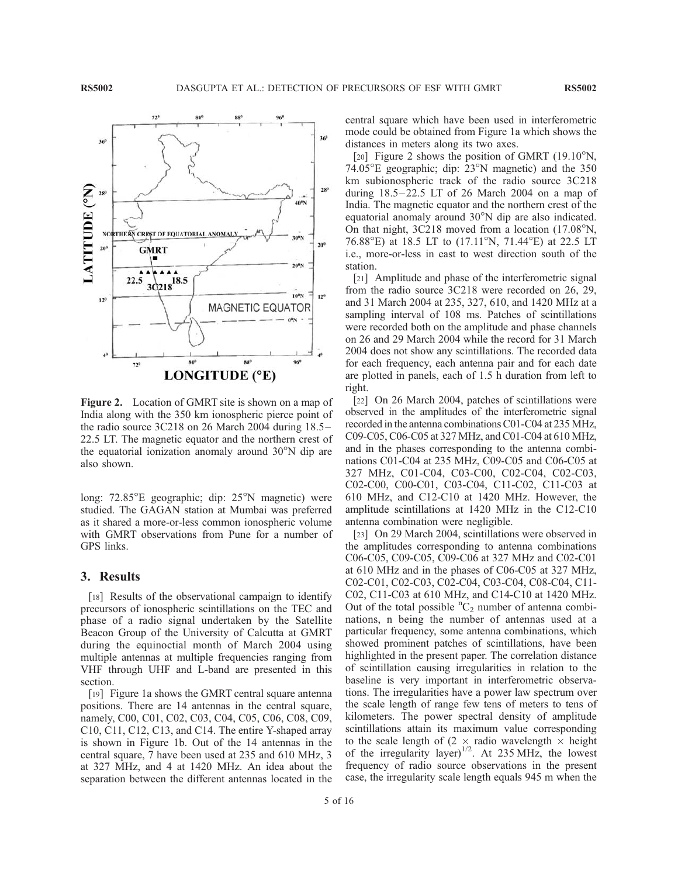LATITUDE (°N)

LONGITUDE (°E)

72° 80° 88° 96°

36° 28° 20° 12° 4°

40°N 30°N 20°N 10°N 0°N

NORTHERN CREST OF EQUATORIAL ANOMALY

GMRT

22.5 3C218 18.5

MAGNETIC EQUATOR

**Figure 2.** Location of GMRT site is shown on a map of India along with the 350 km ionospheric pierce point of the radio source 3C218 on 26 March 2004 during 18.5–22.5 LT. The magnetic equator and the northern crest of the equatorial ionization anomaly around 30°N dip are also shown.

long: 72.85°E geographic; dip: 25°N magnetic) were studied. The GAGAN station at Mumbai was preferred as it shared a more-or-less common ionospheric volume with GMRT observations from Pune for a number of GPS links.

## 3. Results

[18] Results of the observational campaign to identify precursors of ionospheric scintillations on the TEC and phase of a radio signal undertaken by the Satellite Beacon Group of the University of Calcutta at GMRT during the equinoctial month of March 2004 using multiple antennas at multiple frequencies ranging from VHF through UHF and L-band are presented in this section.

[19] Figure 1a shows the GMRT central square antenna positions. There are 14 antennas in the central square, namely, C00, C01, C02, C03, C04, C05, C06, C08, C09, C10, C11, C12, C13, and C14. The entire Y-shaped array is shown in Figure 1b. Out of the 14 antennas in the central square, 7 have been used at 235 and 610 MHz, 3 at 327 MHz, and 4 at 1420 MHz. An idea about the separation between the different antennas located in the central square which have been used in interferometric mode could be obtained from Figure 1a which shows the distances in meters along its two axes.

[20] Figure 2 shows the position of GMRT (19.10°N, 74.05°E geographic; dip: 23°N magnetic) and the 350 km subionospheric track of the radio source 3C218 during 18.5–22.5 LT of 26 March 2004 on a map of India. The magnetic equator and the northern crest of the equatorial anomaly around 30°N dip are also indicated. On that night, 3C218 moved from a location (17.08°N, 76.88°E) at 18.5 LT to (17.11°N, 71.44°E) at 22.5 LT i.e., more-or-less in east to west direction south of the station.

[21] Amplitude and phase of the interferometric signal from the radio source 3C218 were recorded on 26, 29, and 31 March 2004 at 235, 327, 610, and 1420 MHz at a sampling interval of 108 ms. Patches of scintillations were recorded both on the amplitude and phase channels on 26 and 29 March 2004 while the record for 31 March 2004 does not show any scintillations. The recorded data for each frequency, each antenna pair and for each date are plotted in panels, each of 1.5 h duration from left to right.

[22] On 26 March 2004, patches of scintillations were observed in the amplitudes of the interferometric signal recorded in the antenna combinations C01-C04 at 235 MHz, C09-C05, C06-C05 at 327 MHz, and C01-C04 at 610 MHz, and in the phases corresponding to the antenna combinations C01-C04 at 235 MHz, C09-C05 and C06-C05 at 327 MHz, C01-C04, C03-C00, C02-C04, C02-C03, C02-C00, C00-C01, C03-C04, C11-C02, C11-C03 at 610 MHz, and C12-C10 at 1420 MHz. However, the amplitude scintillations at 1420 MHz in the C12-C10 antenna combination were negligible.

[23] On 29 March 2004, scintillations were observed in the amplitudes corresponding to antenna combinations C06-C05, C09-C05, C09-C06 at 327 MHz and C02-C01 at 610 MHz and in the phases of C06-C05 at 327 MHz, C02-C01, C02-C03, C02-C04, C03-C04, C08-C04, C11-C02, C11-C03 at 610 MHz, and C14-C10 at 1420 MHz. Out of the total possible ${}^{n}C_2$ number of antenna combinations, n being the number of antennas used at a particular frequency, some antenna combinations, which showed prominent patches of scintillations, have been highlighted in the present paper. The correlation distance of scintillation causing irregularities in relation to the baseline is very important in interferometric observations. The irregularities have a power law spectrum over the scale length of range few tens of meters to tens of kilometers. The power spectral density of amplitude scintillations attain its maximum value corresponding to the scale length of $(2 \times \text{radio wavelength} \times \text{height of the irregularity layer})^{1/2}$. At 235 MHz, the lowest frequency of radio source observations in the present case, the irregularity scale length equals 945 m when the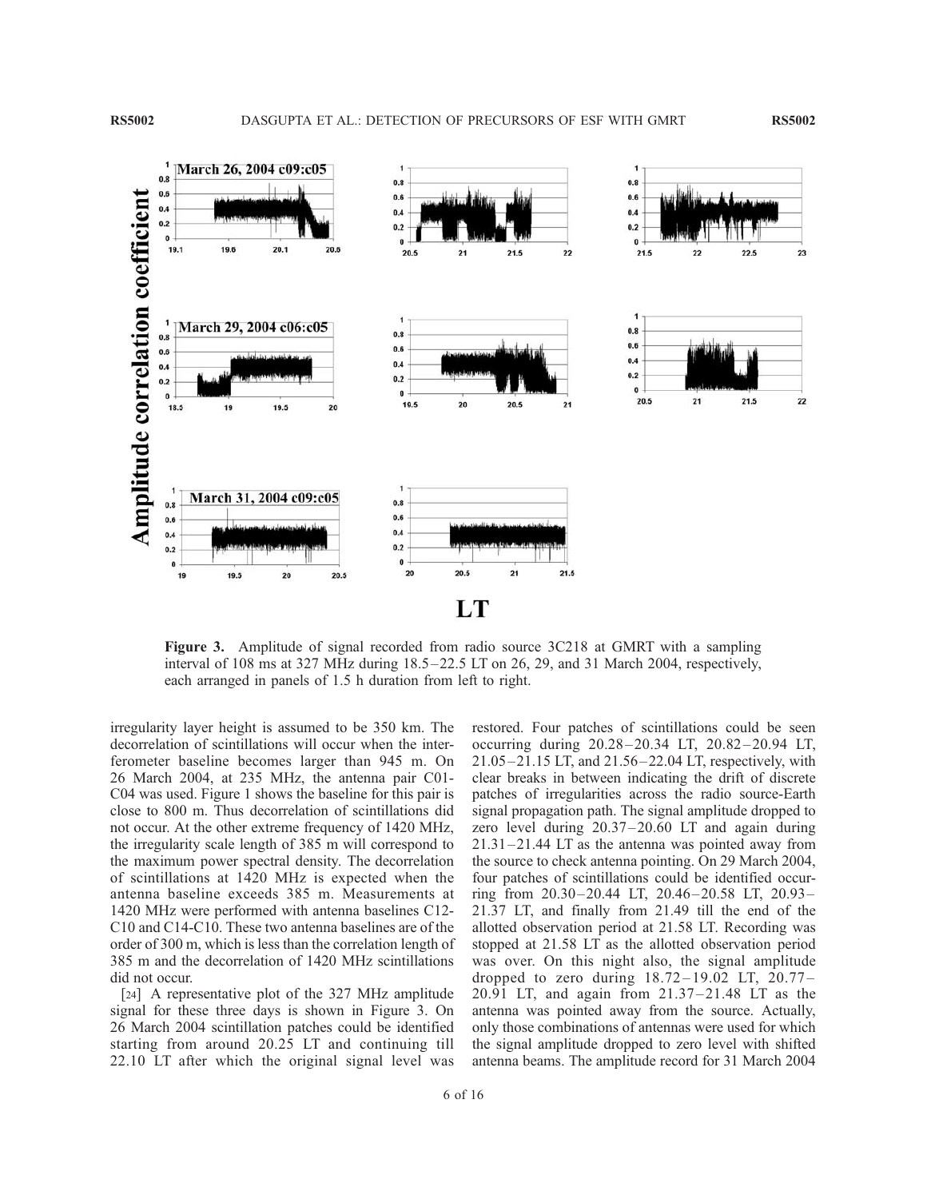Amplitude correlation coefficient

March 26, 2004 c09:c05

March 29, 2004 c06:c05

March 31, 2004 c09:c05

LT

**Figure 3.** Amplitude of signal recorded from radio source 3C218 at GMRT with a sampling interval of 108 ms at 327 MHz during 18.5–22.5 LT on 26, 29, and 31 March 2004, respectively, each arranged in panels of 1.5 h duration from left to right.

irregularity layer height is assumed to be 350 km. The decorrelation of scintillations will occur when the interferometer baseline becomes larger than 945 m. On 26 March 2004, at 235 MHz, the antenna pair C01-C04 was used. Figure 1 shows the baseline for this pair is close to 800 m. Thus decorrelation of scintillations did not occur. At the other extreme frequency of 1420 MHz, the irregularity scale length of 385 m will correspond to the maximum power spectral density. The decorrelation of scintillations at 1420 MHz is expected when the antenna baseline exceeds 385 m. Measurements at 1420 MHz were performed with antenna baselines C12-C10 and C14-C10. These two antenna baselines are of the order of 300 m, which is less than the correlation length of 385 m and the decorrelation of 1420 MHz scintillations did not occur.

[24] A representative plot of the 327 MHz amplitude signal for these three days is shown in Figure 3. On 26 March 2004 scintillation patches could be identified starting from around 20.25 LT and continuing till 22.10 LT after which the original signal level was restored. Four patches of scintillations could be seen occurring during 20.28–20.34 LT, 20.82–20.94 LT, 21.05–21.15 LT, and 21.56–22.04 LT, respectively, with clear breaks in between indicating the drift of discrete patches of irregularities across the radio source-Earth signal propagation path. The signal amplitude dropped to zero level during 20.37–20.60 LT and again during 21.31–21.44 LT as the antenna was pointed away from the source to check antenna pointing. On 29 March 2004, four patches of scintillations could be identified occurring from 20.30–20.44 LT, 20.46–20.58 LT, 20.93–21.37 LT, and finally from 21.49 till the end of the allotted observation period at 21.58 LT. Recording was stopped at 21.58 LT as the allotted observation period was over. On this night also, the signal amplitude dropped to zero during 18.72–19.02 LT, 20.77–20.91 LT, and again from 21.37–21.48 LT as the antenna was pointed away from the source. Actually, only those combinations of antennas were used for which the signal amplitude dropped to zero level with shifted antenna beams. The amplitude record for 31 March 2004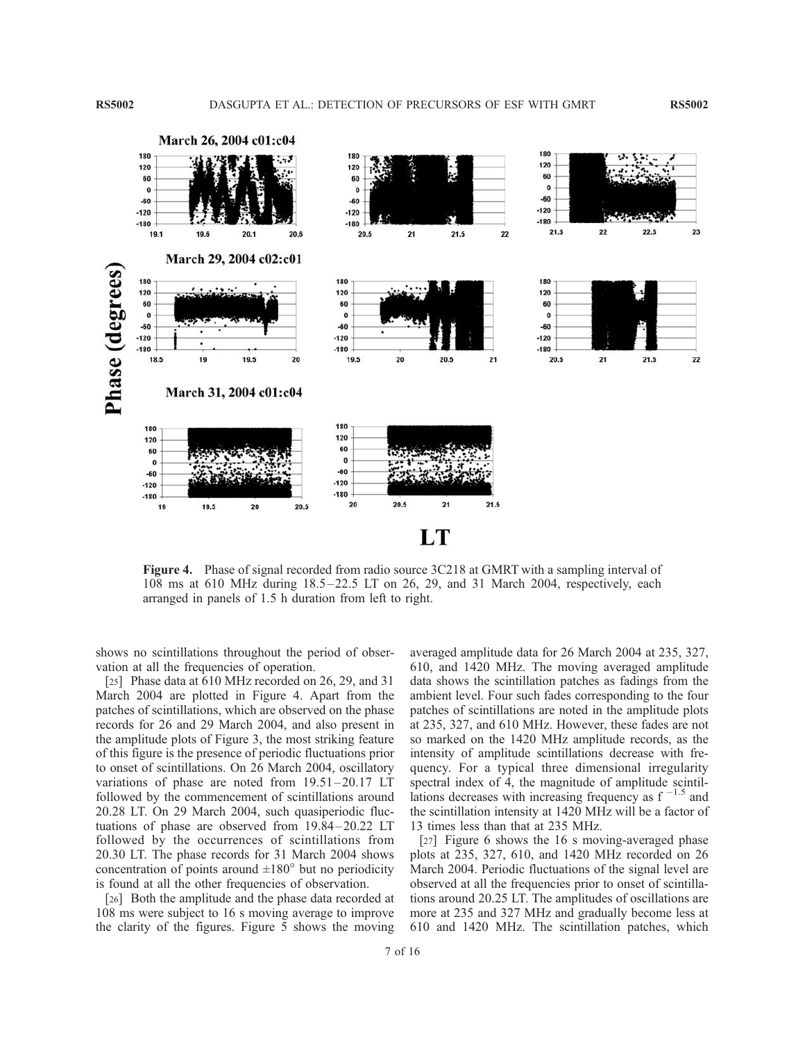March 26, 2004 c01:c04

March 29, 2004 c02:c01

March 31, 2004 c01:c04

Phase (degrees)

LT

**Figure 4.** Phase of signal recorded from radio source 3C218 at GMRT with a sampling interval of 108 ms at 610 MHz during 18.5–22.5 LT on 26, 29, and 31 March 2004, respectively, each arranged in panels of 1.5 h duration from left to right.

shows no scintillations throughout the period of observation at all the frequencies of operation.

[25] Phase data at 610 MHz recorded on 26, 29, and 31 March 2004 are plotted in Figure 4. Apart from the patches of scintillations, which are observed on the phase records for 26 and 29 March 2004, and also present in the amplitude plots of Figure 3, the most striking feature of this figure is the presence of periodic fluctuations prior to onset of scintillations. On 26 March 2004, oscillatory variations of phase are noted from 19.51–20.17 LT followed by the commencement of scintillations around 20.28 LT. On 29 March 2004, such quasiperiodic fluctuations of phase are observed from 19.84–20.22 LT followed by the occurrences of scintillations from 20.30 LT. The phase records for 31 March 2004 shows concentration of points around $\pm 180^\circ$ but no periodicity is found at all the other frequencies of observation.

[26] Both the amplitude and the phase data recorded at 108 ms were subject to 16 s moving average to improve the clarity of the figures. Figure 5 shows the moving averaged amplitude data for 26 March 2004 at 235, 327, 610, and 1420 MHz. The moving averaged amplitude data shows the scintillation patches as fadings from the ambient level. Four such fades corresponding to the four patches of scintillations are noted in the amplitude plots at 235, 327, and 610 MHz. However, these fades are not so marked on the 1420 MHz amplitude records, as the intensity of amplitude scintillations decrease with frequency. For a typical three dimensional irregularity spectral index of 4, the magnitude of amplitude scintillations decreases with increasing frequency as $f^{-1.5}$ and the scintillation intensity at 1420 MHz will be a factor of 13 times less than that at 235 MHz.

[27] Figure 6 shows the 16 s moving-averaged phase plots at 235, 327, 610, and 1420 MHz recorded on 26 March 2004. Periodic fluctuations of the signal level are observed at all the frequencies prior to onset of scintillations around 20.25 LT. The amplitudes of oscillations are more at 235 and 327 MHz and gradually become less at 610 and 1420 MHz. The scintillation patches, which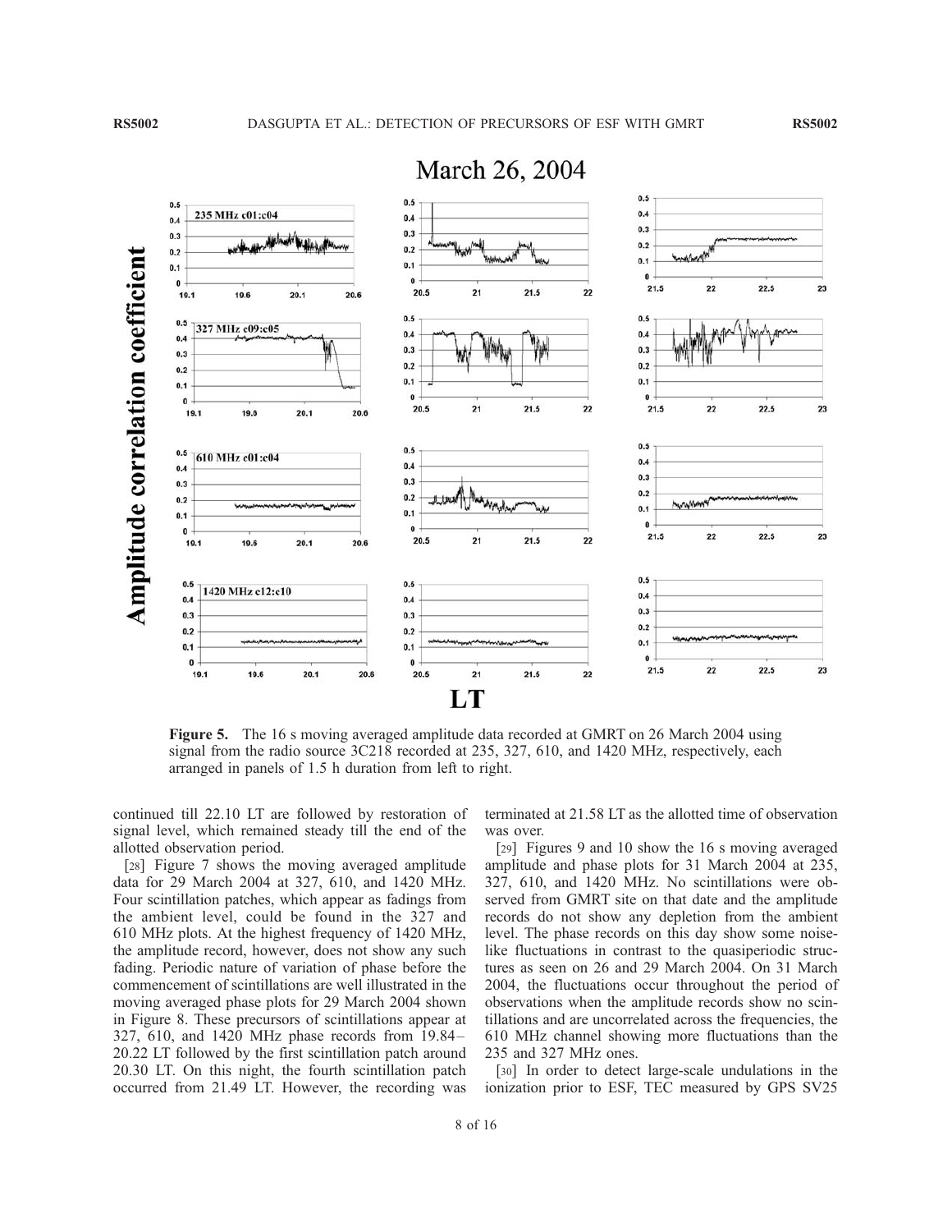March 26, 2004

Amplitude correlation coefficient

235 MHz c01:c04

327 MHz c09:c05

610 MHz c01:c04

1420 MHz c12:c10

LT

**Figure 5.** The 16 s moving averaged amplitude data recorded at GMRT on 26 March 2004 using signal from the radio source 3C218 recorded at 235, 327, 610, and 1420 MHz, respectively, each arranged in panels of 1.5 h duration from left to right.

continued till 22.10 LT are followed by restoration of signal level, which remained steady till the end of the allotted observation period.

[28] Figure 7 shows the moving averaged amplitude data for 29 March 2004 at 327, 610, and 1420 MHz. Four scintillation patches, which appear as fadings from the ambient level, could be found in the 327 and 610 MHz plots. At the highest frequency of 1420 MHz, the amplitude record, however, does not show any such fading. Periodic nature of variation of phase before the commencement of scintillations are well illustrated in the moving averaged phase plots for 29 March 2004 shown in Figure 8. These precursors of scintillations appear at 327, 610, and 1420 MHz phase records from 19.84–20.22 LT followed by the first scintillation patch around 20.30 LT. On this night, the fourth scintillation patch occurred from 21.49 LT. However, the recording was terminated at 21.58 LT as the allotted time of observation was over.

[29] Figures 9 and 10 show the 16 s moving averaged amplitude and phase plots for 31 March 2004 at 235, 327, 610, and 1420 MHz. No scintillations were observed from GMRT site on that date and the amplitude records do not show any depletion from the ambient level. The phase records on this day show some noise-like fluctuations in contrast to the quasiperiodic structures as seen on 26 and 29 March 2004. On 31 March 2004, the fluctuations occur throughout the period of observations when the amplitude records show no scintillations and are uncorrelated across the frequencies, the 610 MHz channel showing more fluctuations than the 235 and 327 MHz ones.

[30] In order to detect large-scale undulations in the ionization prior to ESF, TEC measured by GPS SV25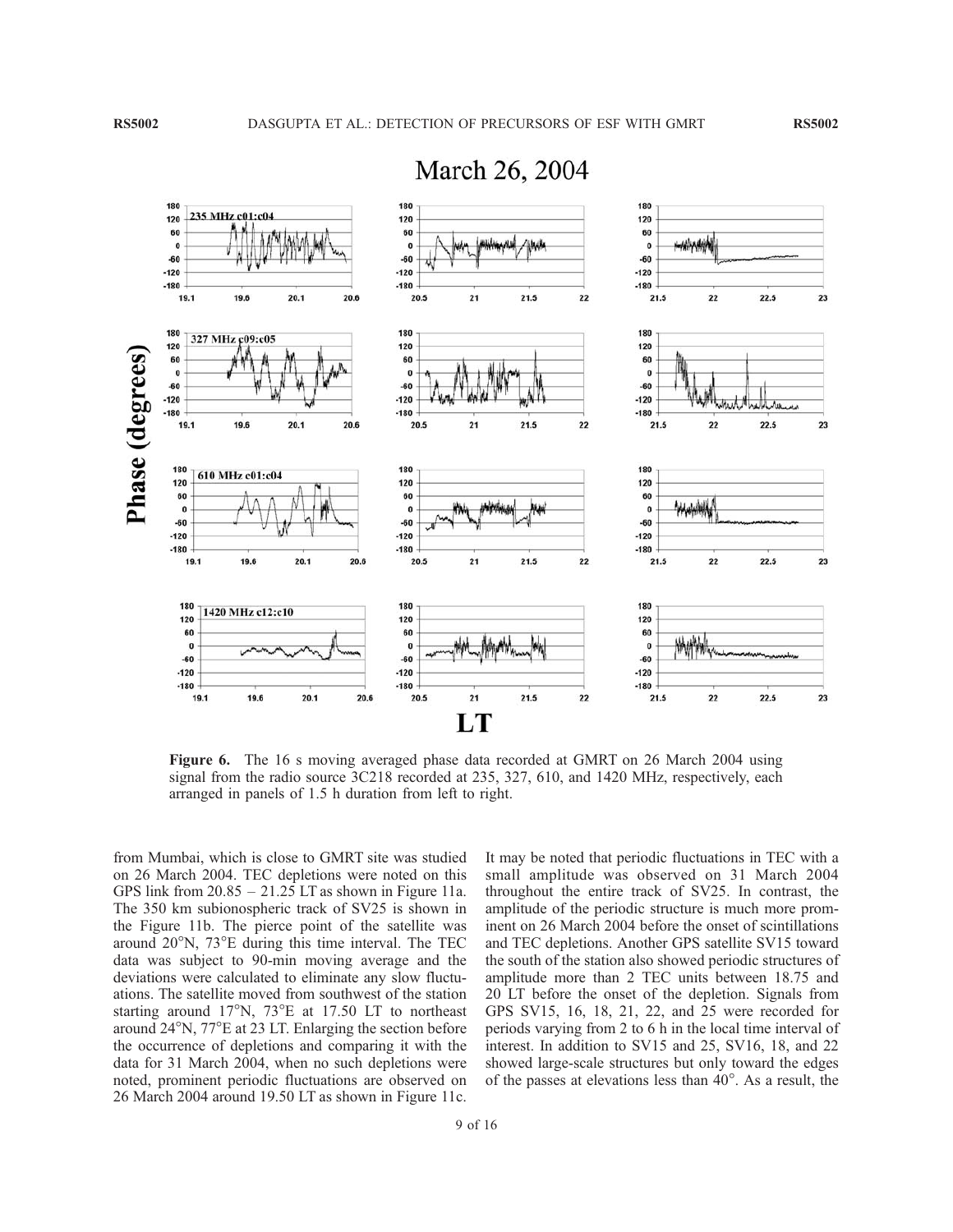March 26, 2004

Phase (degrees)

235 MHz c01:c04

327 MHz c09:c05

610 MHz c01:c04

1420 MHz c12:c10

LT

**Figure 6.** The 16 s moving averaged phase data recorded at GMRT on 26 March 2004 using signal from the radio source 3C218 recorded at 235, 327, 610, and 1420 MHz, respectively, each arranged in panels of 1.5 h duration from left to right.

from Mumbai, which is close to GMRT site was studied on 26 March 2004. TEC depletions were noted on this GPS link from 20.85 – 21.25 LT as shown in Figure 11a. The 350 km subionospheric track of SV25 is shown in the Figure 11b. The pierce point of the satellite was around 20°N, 73°E during this time interval. The TEC data was subject to 90-min moving average and the deviations were calculated to eliminate any slow fluctuations. The satellite moved from southwest of the station starting around 17°N, 73°E at 17.50 LT to northeast around 24°N, 77°E at 23 LT. Enlarging the section before the occurrence of depletions and comparing it with the data for 31 March 2004, when no such depletions were noted, prominent periodic fluctuations are observed on 26 March 2004 around 19.50 LT as shown in Figure 11c. It may be noted that periodic fluctuations in TEC with a small amplitude was observed on 31 March 2004 throughout the entire track of SV25. In contrast, the amplitude of the periodic structure is much more prominent on 26 March 2004 before the onset of scintillations and TEC depletions. Another GPS satellite SV15 toward the south of the station also showed periodic structures of amplitude more than 2 TEC units between 18.75 and 20 LT before the onset of the depletion. Signals from GPS SV15, 16, 18, 21, 22, and 25 were recorded for periods varying from 2 to 6 h in the local time interval of interest. In addition to SV15 and 25, SV16, 18, and 22 showed large-scale structures but only toward the edges of the passes at elevations less than 40°. As a result, the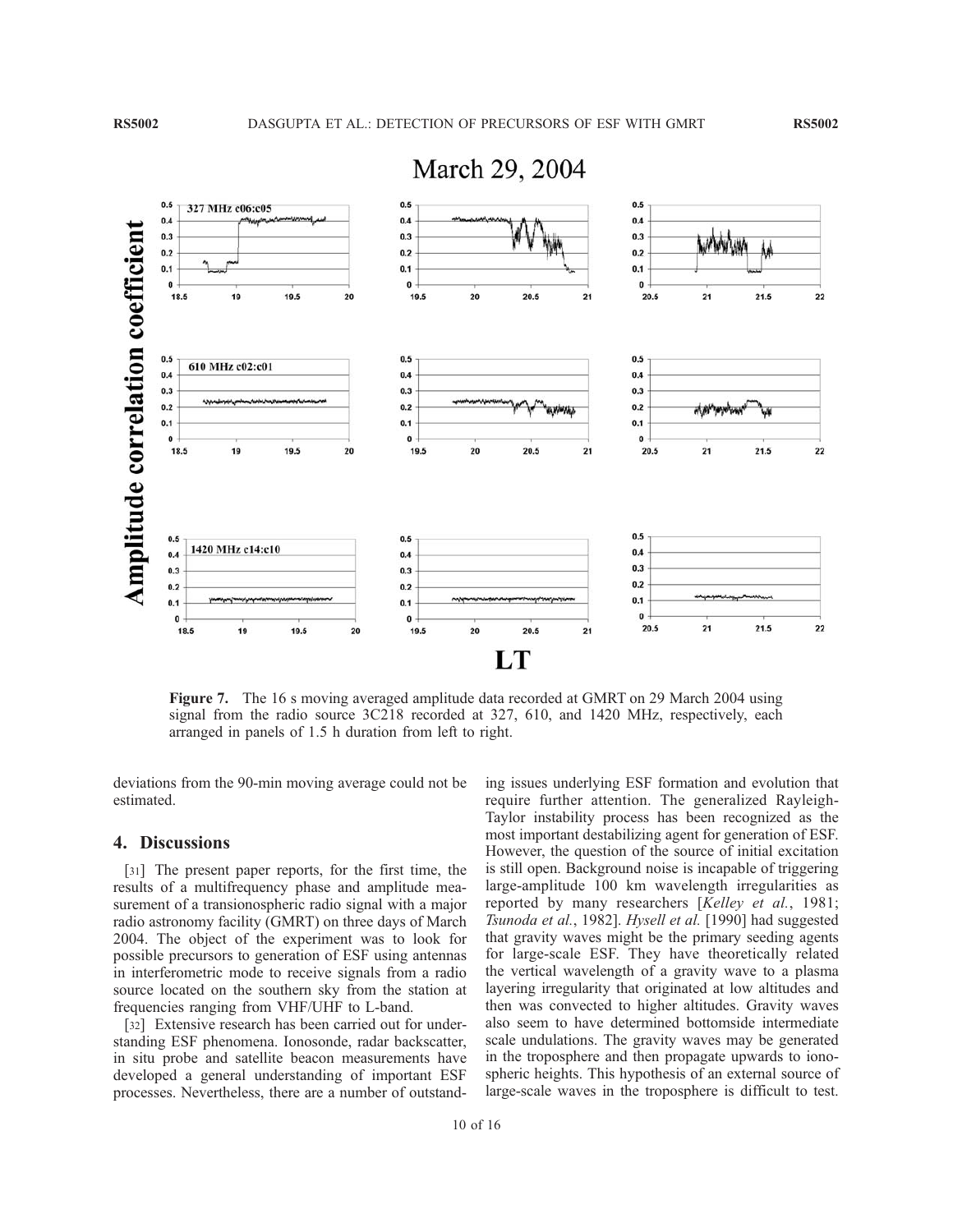March 29, 2004

Amplitude correlation coefficient

327 MHz c06:c05

610 MHz c02:c01

1420 MHz c14:c10

LT

**Figure 7.** The 16 s moving averaged amplitude data recorded at GMRT on 29 March 2004 using signal from the radio source 3C218 recorded at 327, 610, and 1420 MHz, respectively, each arranged in panels of 1.5 h duration from left to right.

deviations from the 90-min moving average could not be estimated.

## 4. Discussions

[31] The present paper reports, for the first time, the results of a multifrequency phase and amplitude measurement of a transionospheric radio signal with a major radio astronomy facility (GMRT) on three days of March 2004. The object of the experiment was to look for possible precursors to generation of ESF using antennas in interferometric mode to receive signals from a radio source located on the southern sky from the station at frequencies ranging from VHF/UHF to L-band.

[32] Extensive research has been carried out for understanding ESF phenomena. Ionosonde, radar backscatter, in situ probe and satellite beacon measurements have developed a general understanding of important ESF processes. Nevertheless, there are a number of outstanding issues underlying ESF formation and evolution that require further attention. The generalized Rayleigh-Taylor instability process has been recognized as the most important destabilizing agent for generation of ESF. However, the question of the source of initial excitation is still open. Background noise is incapable of triggering large-amplitude 100 km wavelength irregularities as reported by many researchers [*Kelley et al.*, 1981; *Tsunoda et al.*, 1982]. *Hysell et al.* [1990] had suggested that gravity waves might be the primary seeding agents for large-scale ESF. They have theoretically related the vertical wavelength of a gravity wave to a plasma layering irregularity that originated at low altitudes and then was convected to higher altitudes. Gravity waves also seem to have determined bottomside intermediate scale undulations. The gravity waves may be generated in the troposphere and then propagate upwards to ionospheric heights. This hypothesis of an external source of large-scale waves in the troposphere is difficult to test.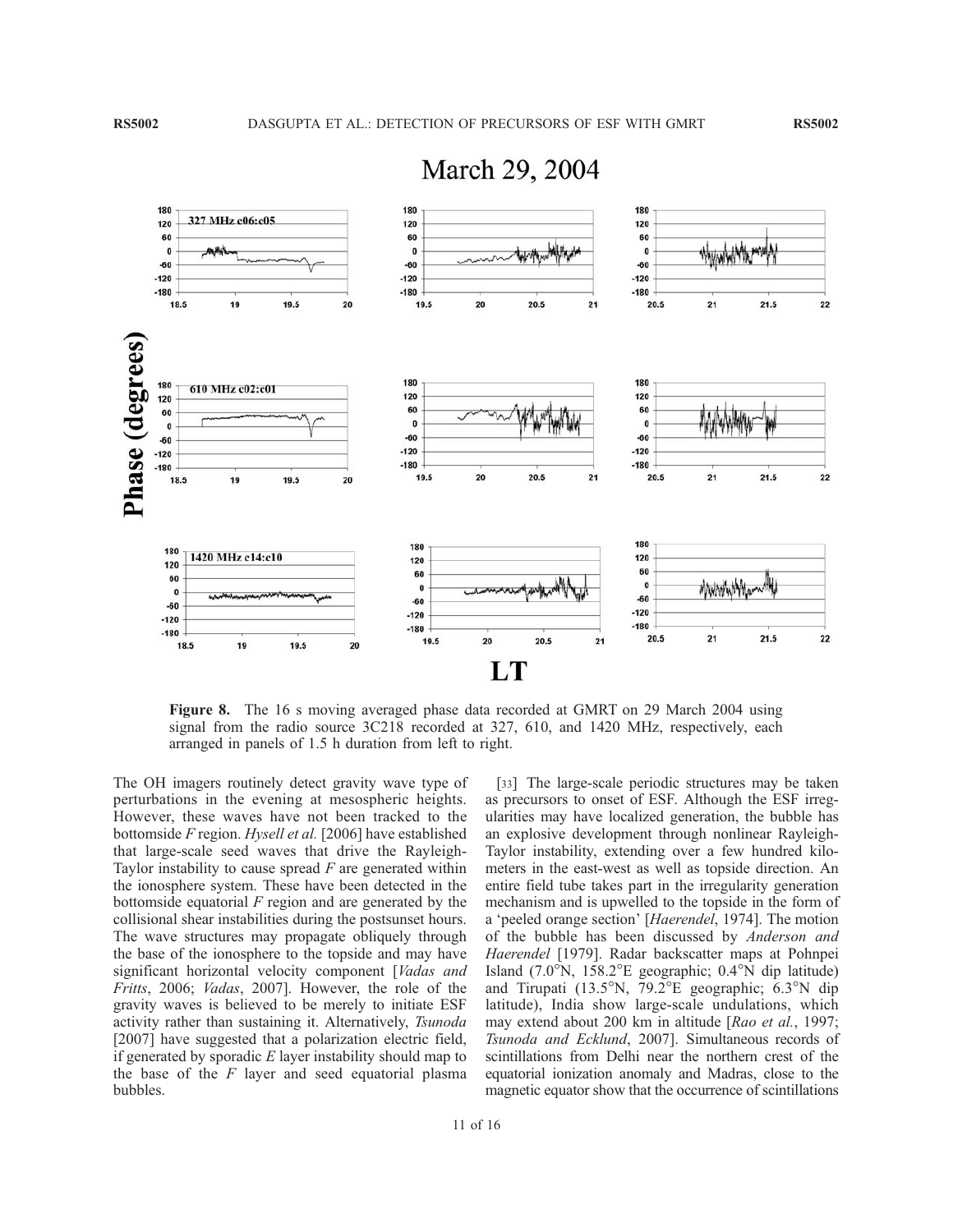March 29, 2004

327 MHz c06:c05

610 MHz c02:c01

1420 MHz c14:c10

Phase (degrees)

LT

**Figure 8.** The 16 s moving averaged phase data recorded at GMRT on 29 March 2004 using signal from the radio source 3C218 recorded at 327, 610, and 1420 MHz, respectively, each arranged in panels of 1.5 h duration from left to right.

The OH imagers routinely detect gravity wave type of perturbations in the evening at mesospheric heights. However, these waves have not been tracked to the bottomside *F* region. *Hysell et al.* [2006] have established that large-scale seed waves that drive the Rayleigh-Taylor instability to cause spread *F* are generated within the ionosphere system. These have been detected in the bottomside equatorial *F* region and are generated by the collisional shear instabilities during the postsunset hours. The wave structures may propagate obliquely through the base of the ionosphere to the topside and may have significant horizontal velocity component [*Vadas and Fritts*, 2006; *Vadas*, 2007]. However, the role of the gravity waves is believed to be merely to initiate ESF activity rather than sustaining it. Alternatively, *Tsunoda* [2007] have suggested that a polarization electric field, if generated by sporadic *E* layer instability should map to the base of the *F* layer and seed equatorial plasma bubbles.

[33] The large-scale periodic structures may be taken as precursors to onset of ESF. Although the ESF irregularities may have localized generation, the bubble has an explosive development through nonlinear Rayleigh-Taylor instability, extending over a few hundred kilometers in the east-west as well as topside direction. An entire field tube takes part in the irregularity generation mechanism and is upwelled to the topside in the form of a 'peeled orange section' [*Haerendel*, 1974]. The motion of the bubble has been discussed by *Anderson and Haerendel* [1979]. Radar backscatter maps at Pohnpei Island (7.0°N, 158.2°E geographic; 0.4°N dip latitude) and Tirupati (13.5°N, 79.2°E geographic; 6.3°N dip latitude), India show large-scale undulations, which may extend about 200 km in altitude [*Rao et al.*, 1997; *Tsunoda and Ecklund*, 2007]. Simultaneous records of scintillations from Delhi near the northern crest of the equatorial ionization anomaly and Madras, close to the magnetic equator show that the occurrence of scintillations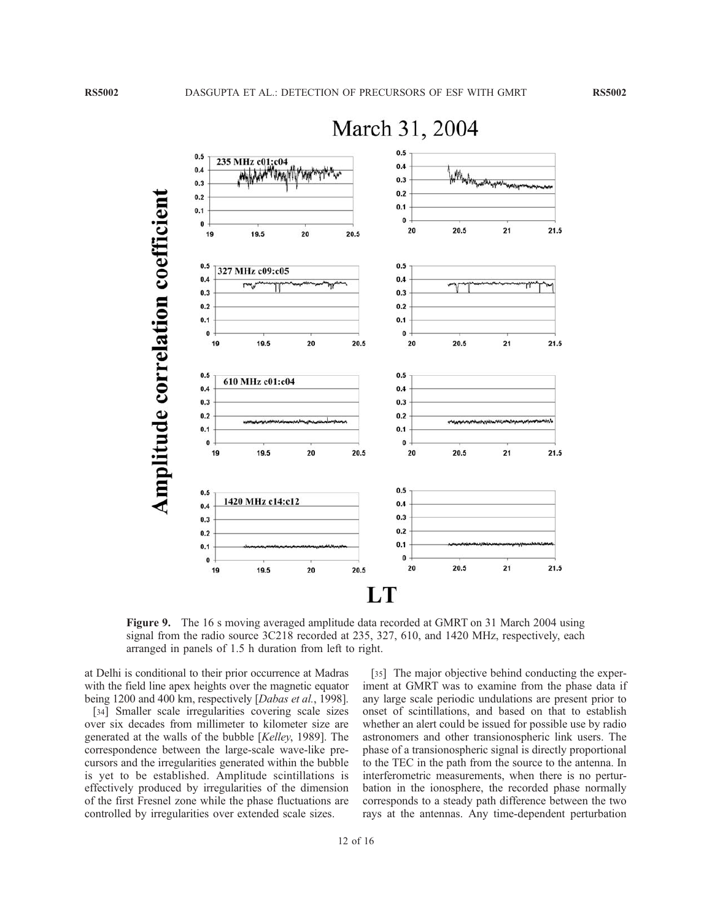March 31, 2004

Amplitude correlation coefficient

235 MHz c01:c04

327 MHz c09:c05

610 MHz c01:c04

1420 MHz c14:c12

0.5
0.4
0.3
0.2
0.1
0

19 19.5 20 20.5

20 20.5 21 21.5

LT

**Figure 9.** The 16 s moving averaged amplitude data recorded at GMRT on 31 March 2004 using signal from the radio source 3C218 recorded at 235, 327, 610, and 1420 MHz, respectively, each arranged in panels of 1.5 h duration from left to right.

at Delhi is conditional to their prior occurrence at Madras with the field line apex heights over the magnetic equator being 1200 and 400 km, respectively [*Dabas et al.*, 1998].

[34] Smaller scale irregularities covering scale sizes over six decades from millimeter to kilometer size are generated at the walls of the bubble [*Kelley*, 1989]. The correspondence between the large-scale wave-like precursors and the irregularities generated within the bubble is yet to be established. Amplitude scintillations is effectively produced by irregularities of the dimension of the first Fresnel zone while the phase fluctuations are controlled by irregularities over extended scale sizes.

[35] The major objective behind conducting the experiment at GMRT was to examine from the phase data if any large scale periodic undulations are present prior to onset of scintillations, and based on that to establish whether an alert could be issued for possible use by radio astronomers and other transionospheric link users. The phase of a transionospheric signal is directly proportional to the TEC in the path from the source to the antenna. In interferometric measurements, when there is no perturbation in the ionosphere, the recorded phase normally corresponds to a steady path difference between the two rays at the antennas. Any time-dependent perturbation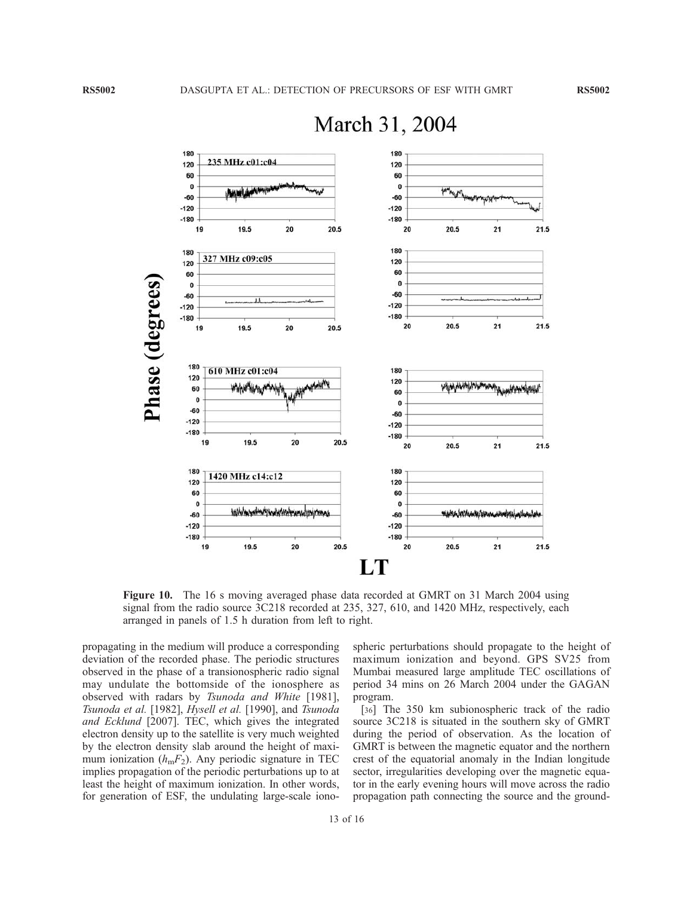March 31, 2004

Phase (degrees)

235 MHz c01:c04

327 MHz c09:c05

610 MHz c01:c04

1420 MHz c14:c12

180
120
60
0
-60
-120
-180

19 19.5 20 20.5

20 20.5 21 21.5

LT

**Figure 10.** The 16 s moving averaged phase data recorded at GMRT on 31 March 2004 using signal from the radio source 3C218 recorded at 235, 327, 610, and 1420 MHz, respectively, each arranged in panels of 1.5 h duration from left to right.

propagating in the medium will produce a corresponding deviation of the recorded phase. The periodic structures observed in the phase of a transionospheric radio signal may undulate the bottomside of the ionosphere as observed with radars by *Tsunoda and White* [1981], *Tsunoda et al.* [1982], *Hysell et al.* [1990], and *Tsunoda and Ecklund* [2007]. TEC, which gives the integrated electron density up to the satellite is very much weighted by the electron density slab around the height of maximum ionization ($h_mF_2$). Any periodic signature in TEC implies propagation of the periodic perturbations up to at least the height of maximum ionization. In other words, for generation of ESF, the undulating large-scale ionospheric perturbations should propagate to the height of maximum ionization and beyond. GPS SV25 from Mumbai measured large amplitude TEC oscillations of period 34 mins on 26 March 2004 under the GAGAN program.

[36] The 350 km subionospheric track of the radio source 3C218 is situated in the southern sky of GMRT during the period of observation. As the location of GMRT is between the magnetic equator and the northern crest of the equatorial anomaly in the Indian longitude sector, irregularities developing over the magnetic equator in the early evening hours will move across the radio propagation path connecting the source and the ground-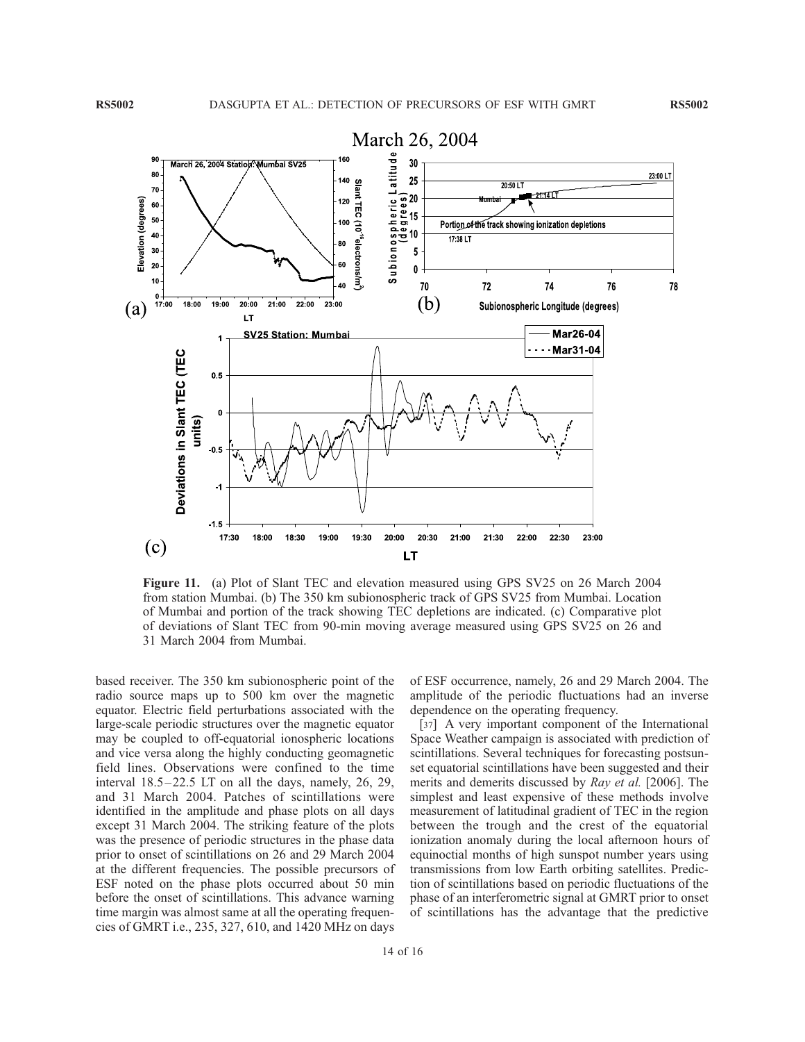March 26, 2004

March 26, 2004 Station: Mumbai SV25

Elevation (degrees)

Slant TEC ($10^{16}$ electrons/m$^2$)

(a)

LT

17:00 18:00 19:00 20:00 21:00 22:00 23:00

Subionospheric Latitude (degrees)

Subionospheric Longitude (degrees)

23:00 LT

20:50 LT

21:14 LT

Mumbai

Portion of the track showing ionization depletions

17:38 LT

(b)

SV25 Station: Mumbai

Mar26-04

Mar31-04

Deviations in Slant TEC (TEC units)

(c)

LT

17:30 18:00 18:30 19:00 19:30 20:00 20:30 21:00 21:30 22:00 22:30 23:00

**Figure 11.** (a) Plot of Slant TEC and elevation measured using GPS SV25 on 26 March 2004 from station Mumbai. (b) The 350 km subionospheric track of GPS SV25 from Mumbai. Location of Mumbai and portion of the track showing TEC depletions are indicated. (c) Comparative plot of deviations of Slant TEC from 90-min moving average measured using GPS SV25 on 26 and 31 March 2004 from Mumbai.

based receiver. The 350 km subionospheric point of the radio source maps up to 500 km over the magnetic equator. Electric field perturbations associated with the large-scale periodic structures over the magnetic equator may be coupled to off-equatorial ionospheric locations and vice versa along the highly conducting geomagnetic field lines. Observations were confined to the time interval 18.5–22.5 LT on all the days, namely, 26, 29, and 31 March 2004. Patches of scintillations were identified in the amplitude and phase plots on all days except 31 March 2004. The striking feature of the plots was the presence of periodic structures in the phase data prior to onset of scintillations on 26 and 29 March 2004 at the different frequencies. The possible precursors of ESF noted on the phase plots occurred about 50 min before the onset of scintillations. This advance warning time margin was almost same at all the operating frequencies of GMRT i.e., 235, 327, 610, and 1420 MHz on days of ESF occurrence, namely, 26 and 29 March 2004. The amplitude of the periodic fluctuations had an inverse dependence on the operating frequency.

[37] A very important component of the International Space Weather campaign is associated with prediction of scintillations. Several techniques for forecasting postsunset equatorial scintillations have been suggested and their merits and demerits discussed by *Ray et al.* [2006]. The simplest and least expensive of these methods involve measurement of latitudinal gradient of TEC in the region between the trough and the crest of the equatorial ionization anomaly during the local afternoon hours of equinoctial months of high sunspot number years using transmissions from low Earth orbiting satellites. Prediction of scintillations based on periodic fluctuations of the phase of an interferometric signal at GMRT prior to onset of scintillations has the advantage that the predictive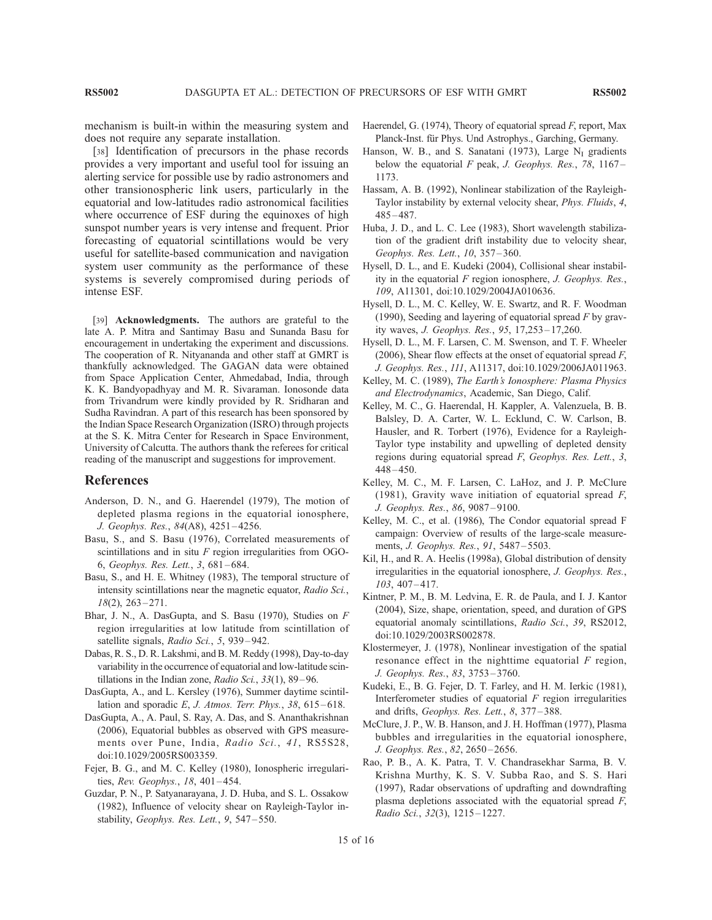mechanism is built-in within the measuring system and does not require any separate installation.

[38] Identification of precursors in the phase records provides a very important and useful tool for issuing an alerting service for possible use by radio astronomers and other transionospheric link users, particularly in the equatorial and low-latitudes radio astronomical facilities where occurrence of ESF during the equinoxes of high sunspot number years is very intense and frequent. Prior forecasting of equatorial scintillations would be very useful for satellite-based communication and navigation system user community as the performance of these systems is severely compromised during periods of intense ESF.

[39] **Acknowledgments.** The authors are grateful to the late A. P. Mitra and Santimay Basu and Sunanda Basu for encouragement in undertaking the experiment and discussions. The cooperation of R. Nityananda and other staff at GMRT is thankfully acknowledged. The GAGAN data were obtained from Space Application Center, Ahmedabad, India, through K. K. Bandyopadhyay and M. R. Sivaraman. Ionosonde data from Trivandrum were kindly provided by R. Sridharan and Sudha Ravindran. A part of this research has been sponsored by the Indian Space Research Organization (ISRO) through projects at the S. K. Mitra Center for Research in Space Environment, University of Calcutta. The authors thank the referees for critical reading of the manuscript and suggestions for improvement.

## References

Anderson, D. N., and G. Haerendel (1979), The motion of depleted plasma regions in the equatorial ionosphere, *J. Geophys. Res.*, *84*(A8), 4251–4256.

Basu, S., and S. Basu (1976), Correlated measurements of scintillations and in situ *F* region irregularities from OGO-6, *Geophys. Res. Lett.*, *3*, 681–684.

Basu, S., and H. E. Whitney (1983), The temporal structure of intensity scintillations near the magnetic equator, *Radio Sci.*, *18*(2), 263–271.

Bhar, J. N., A. DasGupta, and S. Basu (1970), Studies on *F* region irregularities at low latitude from scintillation of satellite signals, *Radio Sci.*, *5*, 939–942.

Dabas, R. S., D. R. Lakshmi, and B. M. Reddy (1998), Day-to-day variability in the occurrence of equatorial and low-latitude scintillations in the Indian zone, *Radio Sci.*, *33*(1), 89–96.

DasGupta, A., and L. Kersley (1976), Summer daytime scintillation and sporadic *E*, *J. Atmos. Terr. Phys.*, *38*, 615–618.

DasGupta, A., A. Paul, S. Ray, A. Das, and S. Ananthakrishnan (2006), Equatorial bubbles as observed with GPS measurements over Pune, India, *Radio Sci.*, *41*, RS5S28, doi:10.1029/2005RS003359.

Fejer, B. G., and M. C. Kelley (1980), Ionospheric irregularities, *Rev. Geophys.*, *18*, 401–454.

Guzdar, P. N., P. Satyanarayana, J. D. Huba, and S. L. Ossakow (1982), Influence of velocity shear on Rayleigh-Taylor instability, *Geophys. Res. Lett.*, *9*, 547–550.

Haerendel, G. (1974), Theory of equatorial spread *F*, report, Max Planck-Inst. für Phys. Und Astrophys., Garching, Germany.

Hanson, W. B., and S. Sanatani (1973), Large $N_I$ gradients below the equatorial *F* peak, *J. Geophys. Res.*, *78*, 1167–1173.

Hassam, A. B. (1992), Nonlinear stabilization of the Rayleigh-Taylor instability by external velocity shear, *Phys. Fluids*, *4*, 485–487.

Huba, J. D., and L. C. Lee (1983), Short wavelength stabilization of the gradient drift instability due to velocity shear, *Geophys. Res. Lett.*, *10*, 357–360.

Hysell, D. L., and E. Kudeki (2004), Collisional shear instability in the equatorial *F* region ionosphere, *J. Geophys. Res.*, *109*, A11301, doi:10.1029/2004JA010636.

Hysell, D. L., M. C. Kelley, W. E. Swartz, and R. F. Woodman (1990), Seeding and layering of equatorial spread *F* by gravity waves, *J. Geophys. Res.*, *95*, 17,253–17,260.

Hysell, D. L., M. F. Larsen, C. M. Swenson, and T. F. Wheeler (2006), Shear flow effects at the onset of equatorial spread *F*, *J. Geophys. Res.*, *111*, A11317, doi:10.1029/2006JA011963.

Kelley, M. C. (1989), *The Earth's Ionosphere: Plasma Physics and Electrodynamics*, Academic, San Diego, Calif.

Kelley, M. C., G. Haerendal, H. Kappler, A. Valenzuela, B. B. Balsley, D. A. Carter, W. L. Ecklund, C. W. Carlson, B. Hausler, and R. Torbert (1976), Evidence for a Rayleigh-Taylor type instability and upwelling of depleted density regions during equatorial spread *F*, *Geophys. Res. Lett.*, *3*, 448–450.

Kelley, M. C., M. F. Larsen, C. LaHoz, and J. P. McClure (1981), Gravity wave initiation of equatorial spread *F*, *J. Geophys. Res.*, *86*, 9087–9100.

Kelley, M. C., et al. (1986), The Condor equatorial spread F campaign: Overview of results of the large-scale measurements, *J. Geophys. Res.*, *91*, 5487–5503.

Kil, H., and R. A. Heelis (1998a), Global distribution of density irregularities in the equatorial ionosphere, *J. Geophys. Res.*, *103*, 407–417.

Kintner, P. M., B. M. Ledvina, E. R. de Paula, and I. J. Kantor (2004), Size, shape, orientation, speed, and duration of GPS equatorial anomaly scintillations, *Radio Sci.*, *39*, RS2012, doi:10.1029/2003RS002878.

Klostermeyer, J. (1978), Nonlinear investigation of the spatial resonance effect in the nighttime equatorial *F* region, *J. Geophys. Res.*, *83*, 3753–3760.

Kudeki, E., B. G. Fejer, D. T. Farley, and H. M. Ierkic (1981), Interferometer studies of equatorial *F* region irregularities and drifts, *Geophys. Res. Lett.*, *8*, 377–388.

McClure, J. P., W. B. Hanson, and J. H. Hoffman (1977), Plasma bubbles and irregularities in the equatorial ionosphere, *J. Geophys. Res.*, *82*, 2650–2656.

Rao, P. B., A. K. Patra, T. V. Chandrasekhar Sarma, B. V. Krishna Murthy, K. S. V. Subba Rao, and S. S. Hari (1997), Radar observations of updrafting and downdrafting plasma depletions associated with the equatorial spread *F*, *Radio Sci.*, *32*(3), 1215–1227.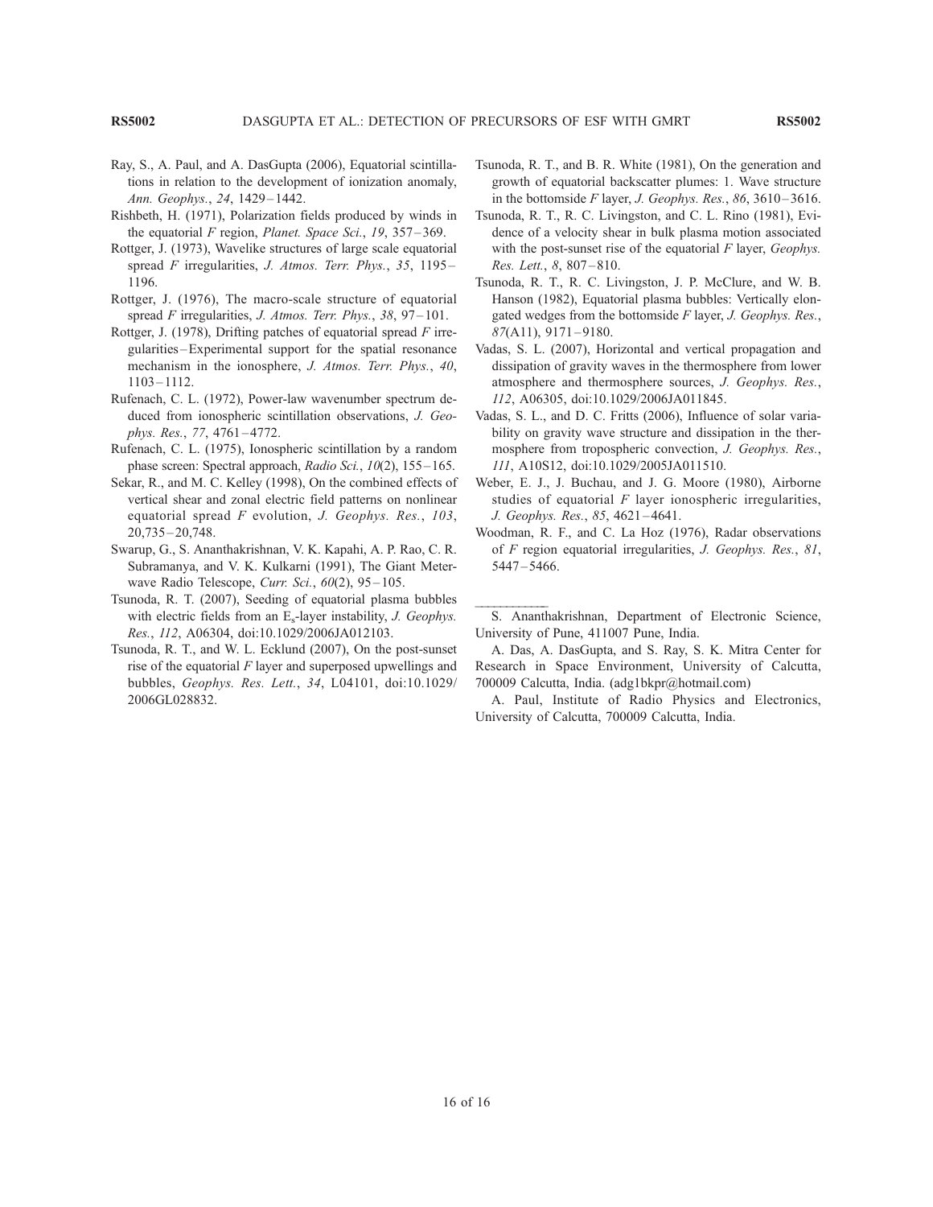Ray, S., A. Paul, and A. DasGupta (2006), Equatorial scintillations in relation to the development of ionization anomaly, *Ann. Geophys.*, *24*, 1429–1442.

Rishbeth, H. (1971), Polarization fields produced by winds in the equatorial *F* region, *Planet. Space Sci.*, *19*, 357–369.

Rottger, J. (1973), Wavelike structures of large scale equatorial spread *F* irregularities, *J. Atmos. Terr. Phys.*, *35*, 1195–1196.

Rottger, J. (1976), The macro-scale structure of equatorial spread *F* irregularities, *J. Atmos. Terr. Phys.*, *38*, 97–101.

Rottger, J. (1978), Drifting patches of equatorial spread *F* irregularities–Experimental support for the spatial resonance mechanism in the ionosphere, *J. Atmos. Terr. Phys.*, *40*, 1103–1112.

Rufenach, C. L. (1972), Power-law wavenumber spectrum deduced from ionospheric scintillation observations, *J. Geophys. Res.*, *77*, 4761–4772.

Rufenach, C. L. (1975), Ionospheric scintillation by a random phase screen: Spectral approach, *Radio Sci.*, *10*(2), 155–165.

Sekar, R., and M. C. Kelley (1998), On the combined effects of vertical shear and zonal electric field patterns on nonlinear equatorial spread *F* evolution, *J. Geophys. Res.*, *103*, 20,735–20,748.

Swarup, G., S. Ananthakrishnan, V. K. Kapahi, A. P. Rao, C. R. Subramanya, and V. K. Kulkarni (1991), The Giant Meterwave Radio Telescope, *Curr. Sci.*, *60*(2), 95–105.

Tsunoda, R. T. (2007), Seeding of equatorial plasma bubbles with electric fields from an $E_s$-layer instability, *J. Geophys. Res.*, *112*, A06304, doi:10.1029/2006JA012103.

Tsunoda, R. T., and W. L. Ecklund (2007), On the post-sunset rise of the equatorial *F* layer and superposed upwellings and bubbles, *Geophys. Res. Lett.*, *34*, L04101, doi:10.1029/2006GL028832.

Tsunoda, R. T., and B. R. White (1981), On the generation and growth of equatorial backscatter plumes: 1. Wave structure in the bottomside *F* layer, *J. Geophys. Res.*, *86*, 3610–3616.

Tsunoda, R. T., R. C. Livingston, and C. L. Rino (1981), Evidence of a velocity shear in bulk plasma motion associated with the post-sunset rise of the equatorial *F* layer, *Geophys. Res. Lett.*, *8*, 807–810.

Tsunoda, R. T., R. C. Livingston, J. P. McClure, and W. B. Hanson (1982), Equatorial plasma bubbles: Vertically elongated wedges from the bottomside *F* layer, *J. Geophys. Res.*, *87*(A11), 9171–9180.

Vadas, S. L. (2007), Horizontal and vertical propagation and dissipation of gravity waves in the thermosphere from lower atmosphere and thermosphere sources, *J. Geophys. Res.*, *112*, A06305, doi:10.1029/2006JA011845.

Vadas, S. L., and D. C. Fritts (2006), Influence of solar variability on gravity wave structure and dissipation in the thermosphere from tropospheric convection, *J. Geophys. Res.*, *111*, A10S12, doi:10.1029/2005JA011510.

Weber, E. J., J. Buchau, and J. G. Moore (1980), Airborne studies of equatorial *F* layer ionospheric irregularities, *J. Geophys. Res.*, *85*, 4621–4641.

Woodman, R. F., and C. La Hoz (1976), Radar observations of *F* region equatorial irregularities, *J. Geophys. Res.*, *81*, 5447–5466.

---

S. Ananthakrishnan, Department of Electronic Science, University of Pune, 411007 Pune, India.

A. Das, A. DasGupta, and S. Ray, S. K. Mitra Center for Research in Space Environment, University of Calcutta, 700009 Calcutta, India. (adg1bkpr@hotmail.com)

A. Paul, Institute of Radio Physics and Electronics, University of Calcutta, 700009 Calcutta, India.